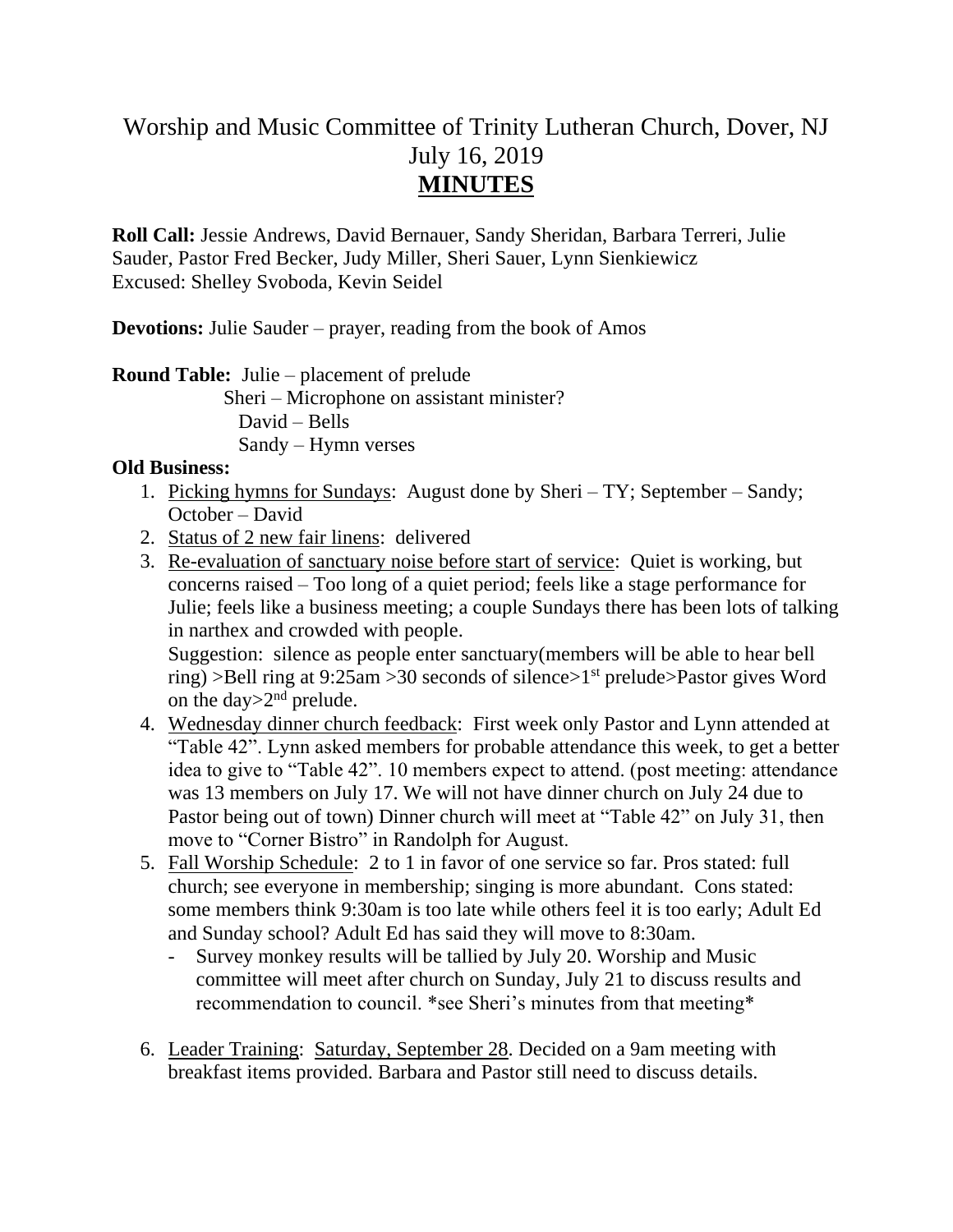# Worship and Music Committee of Trinity Lutheran Church, Dover, NJ
## July 16, 2019
## **MINUTES**

**Roll Call:** Jessie Andrews, David Bernauer, Sandy Sheridan, Barbara Terreri, Julie Sauder, Pastor Fred Becker, Judy Miller, Sheri Sauer, Lynn Sienkiewicz
Excused: Shelley Svoboda, Kevin Seidel

**Devotions:** Julie Sauder – prayer, reading from the book of Amos

**Round Table:** Julie – placement of prelude
Sheri – Microphone on assistant minister?
David – Bells
Sandy – Hymn verses

**Old Business:**

1. Picking hymns for Sundays: August done by Sheri – TY; September – Sandy; October – David
2. Status of 2 new fair linens: delivered
3. Re-evaluation of sanctuary noise before start of service: Quiet is working, but concerns raised – Too long of a quiet period; feels like a stage performance for Julie; feels like a business meeting; a couple Sundays there has been lots of talking in narthex and crowded with people.
   Suggestion: silence as people enter sanctuary(members will be able to hear bell ring) >Bell ring at 9:25am >30 seconds of silence>1st prelude>Pastor gives Word on the day>2nd prelude.
4. Wednesday dinner church feedback: First week only Pastor and Lynn attended at "Table 42". Lynn asked members for probable attendance this week, to get a better idea to give to "Table 42". 10 members expect to attend. (post meeting: attendance was 13 members on July 17. We will not have dinner church on July 24 due to Pastor being out of town) Dinner church will meet at "Table 42" on July 31, then move to "Corner Bistro" in Randolph for August.
5. Fall Worship Schedule: 2 to 1 in favor of one service so far. Pros stated: full church; see everyone in membership; singing is more abundant. Cons stated: some members think 9:30am is too late while others feel it is too early; Adult Ed and Sunday school? Adult Ed has said they will move to 8:30am.
   - Survey monkey results will be tallied by July 20. Worship and Music committee will meet after church on Sunday, July 21 to discuss results and recommendation to council. *see Sheri's minutes from that meeting*

6. Leader Training: Saturday, September 28. Decided on a 9am meeting with breakfast items provided. Barbara and Pastor still need to discuss details.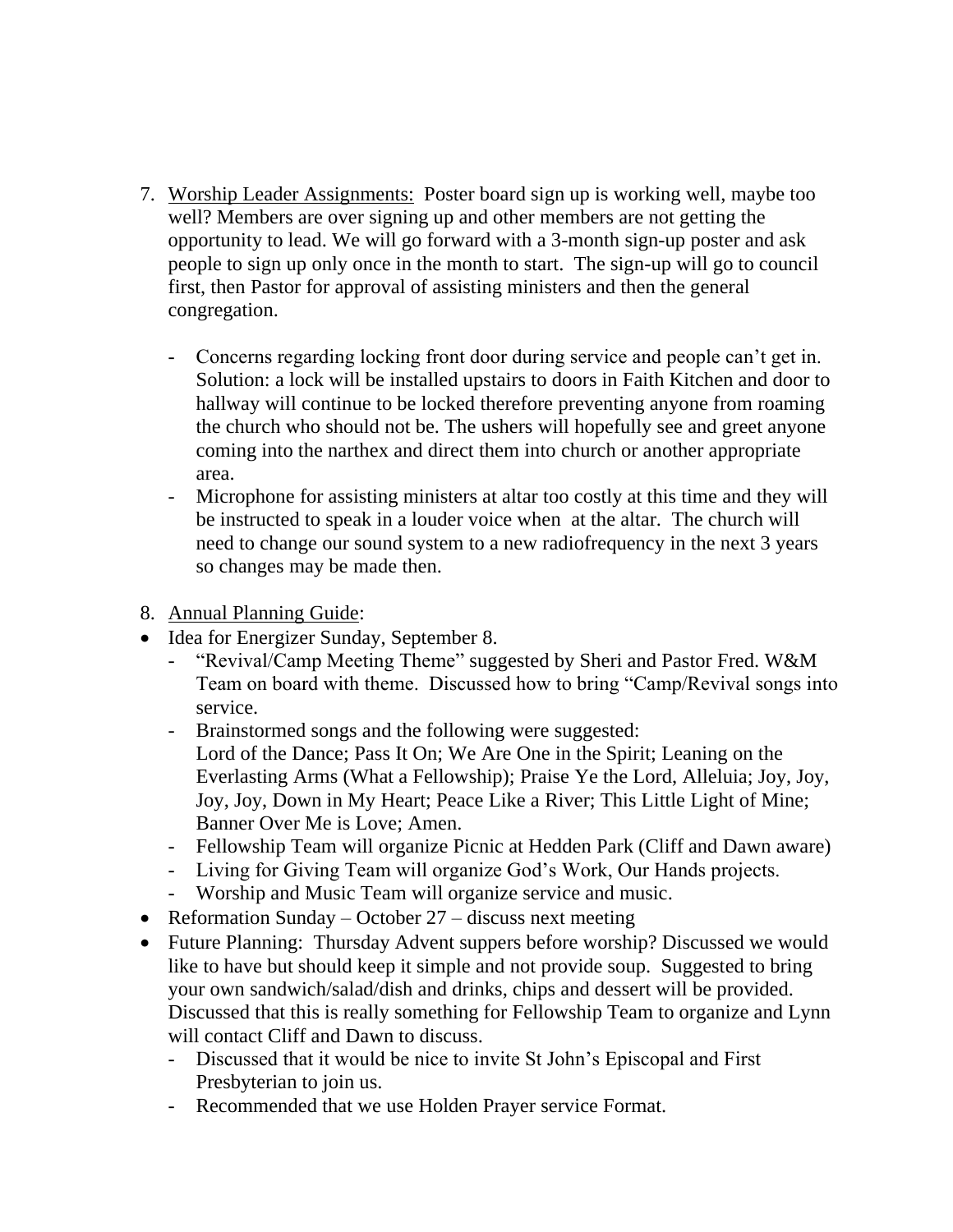7. <u>Worship Leader Assignments:</u> Poster board sign up is working well, maybe too well? Members are over signing up and other members are not getting the opportunity to lead. We will go forward with a 3-month sign-up poster and ask people to sign up only once in the month to start. The sign-up will go to council first, then Pastor for approval of assisting ministers and then the general congregation.

   - Concerns regarding locking front door during service and people can't get in. Solution: a lock will be installed upstairs to doors in Faith Kitchen and door to hallway will continue to be locked therefore preventing anyone from roaming the church who should not be. The ushers will hopefully see and greet anyone coming into the narthex and direct them into church or another appropriate area.
   - Microphone for assisting ministers at altar too costly at this time and they will be instructed to speak in a louder voice when at the altar. The church will need to change our sound system to a new radiofrequency in the next 3 years so changes may be made then.

8. <u>Annual Planning Guide</u>:

- Idea for Energizer Sunday, September 8.
  - "Revival/Camp Meeting Theme" suggested by Sheri and Pastor Fred. W&M Team on board with theme. Discussed how to bring "Camp/Revival songs into service.
  - Brainstormed songs and the following were suggested:
    Lord of the Dance; Pass It On; We Are One in the Spirit; Leaning on the Everlasting Arms (What a Fellowship); Praise Ye the Lord, Alleluia; Joy, Joy, Joy, Joy, Down in My Heart; Peace Like a River; This Little Light of Mine; Banner Over Me is Love; Amen.
  - Fellowship Team will organize Picnic at Hedden Park (Cliff and Dawn aware)
  - Living for Giving Team will organize God's Work, Our Hands projects.
  - Worship and Music Team will organize service and music.
- Reformation Sunday – October 27 – discuss next meeting
- Future Planning: Thursday Advent suppers before worship? Discussed we would like to have but should keep it simple and not provide soup. Suggested to bring your own sandwich/salad/dish and drinks, chips and dessert will be provided. Discussed that this is really something for Fellowship Team to organize and Lynn will contact Cliff and Dawn to discuss.
  - Discussed that it would be nice to invite St John's Episcopal and First Presbyterian to join us.
  - Recommended that we use Holden Prayer service Format.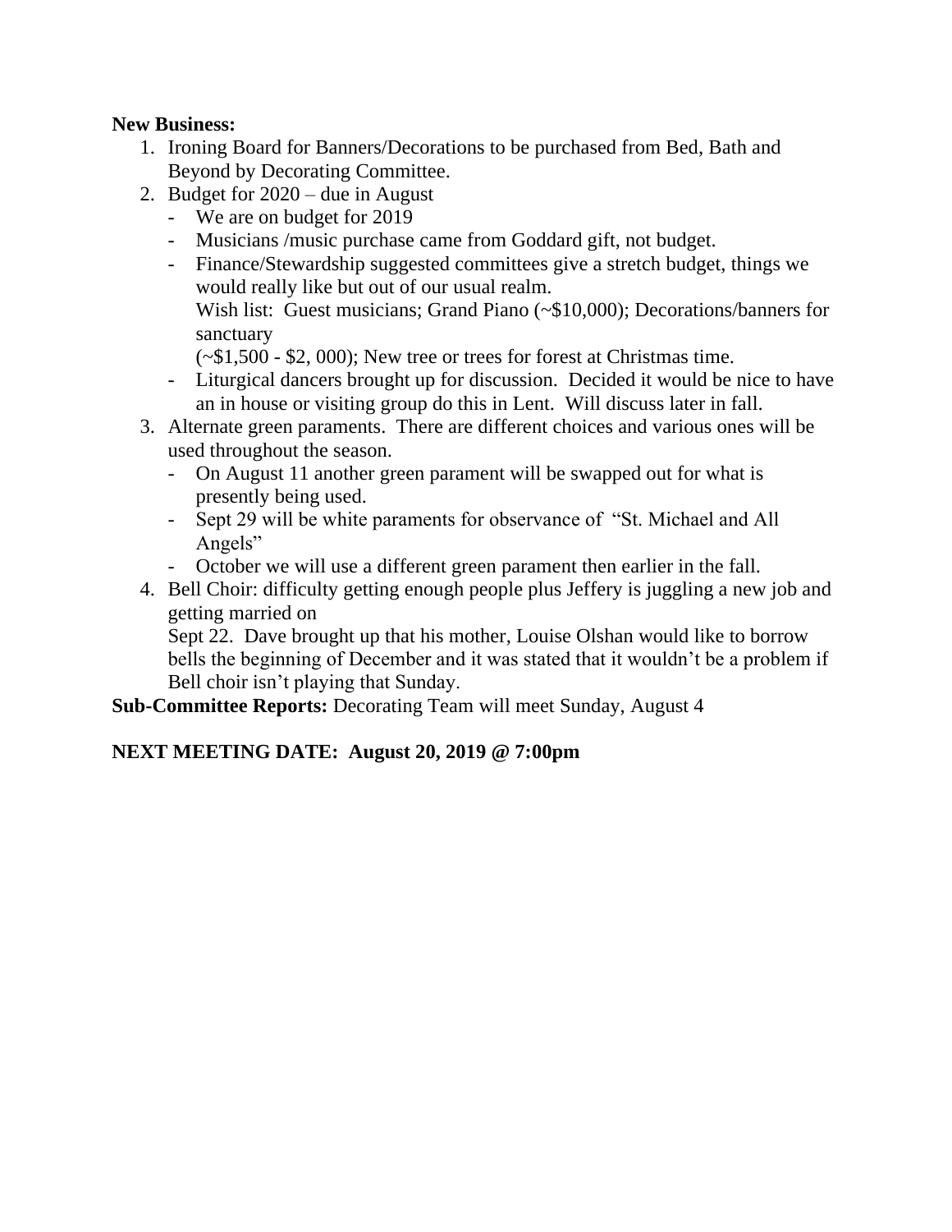**New Business:**

1. Ironing Board for Banners/Decorations to be purchased from Bed, Bath and Beyond by Decorating Committee.
2. Budget for 2020 – due in August
   - We are on budget for 2019
   - Musicians /music purchase came from Goddard gift, not budget.
   - Finance/Stewardship suggested committees give a stretch budget, things we would really like but out of our usual realm.
     Wish list: Guest musicians; Grand Piano (~$10,000); Decorations/banners for sanctuary
     (~$1,500 - $2, 000); New tree or trees for forest at Christmas time.
   - Liturgical dancers brought up for discussion. Decided it would be nice to have an in house or visiting group do this in Lent. Will discuss later in fall.
3. Alternate green paraments. There are different choices and various ones will be used throughout the season.
   - On August 11 another green parament will be swapped out for what is presently being used.
   - Sept 29 will be white paraments for observance of "St. Michael and All Angels"
   - October we will use a different green parament then earlier in the fall.
4. Bell Choir: difficulty getting enough people plus Jeffery is juggling a new job and getting married on
   Sept 22. Dave brought up that his mother, Louise Olshan would like to borrow bells the beginning of December and it was stated that it wouldn't be a problem if Bell choir isn't playing that Sunday.

**Sub-Committee Reports:** Decorating Team will meet Sunday, August 4

**NEXT MEETING DATE: August 20, 2019 @ 7:00pm**